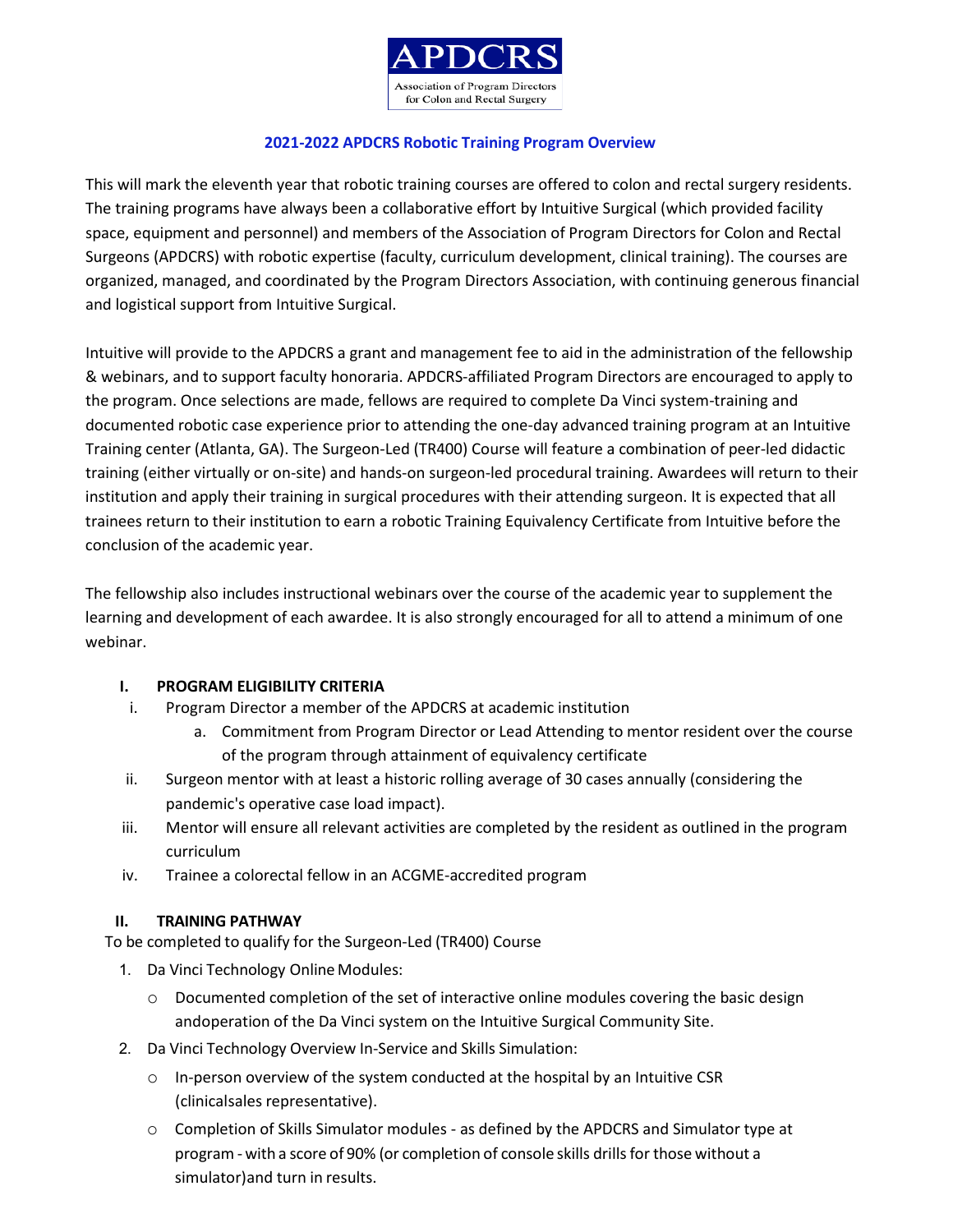APDCRS

Association of Program Directors for Colon and Rectal Surgery

## 2021-2022 APDCRS Robotic Training Program Overview

This will mark the eleventh year that robotic training courses are offered to colon and rectal surgery residents. The training programs have always been a collaborative effort by Intuitive Surgical (which provided facility space, equipment and personnel) and members of the Association of Program Directors for Colon and Rectal Surgeons (APDCRS) with robotic expertise (faculty, curriculum development, clinical training). The courses are organized, managed, and coordinated by the Program Directors Association, with continuing generous financial and logistical support from Intuitive Surgical.

Intuitive will provide to the APDCRS a grant and management fee to aid in the administration of the fellowship & webinars, and to support faculty honoraria. APDCRS-affiliated Program Directors are encouraged to apply to the program. Once selections are made, fellows are required to complete Da Vinci system-training and documented robotic case experience prior to attending the one-day advanced training program at an Intuitive Training center (Atlanta, GA). The Surgeon-Led (TR400) Course will feature a combination of peer-led didactic training (either virtually or on-site) and hands-on surgeon-led procedural training. Awardees will return to their institution and apply their training in surgical procedures with their attending surgeon. It is expected that all trainees return to their institution to earn a robotic Training Equivalency Certificate from Intuitive before the conclusion of the academic year.

The fellowship also includes instructional webinars over the course of the academic year to supplement the learning and development of each awardee. It is also strongly encouraged for all to attend a minimum of one webinar.

### I. PROGRAM ELIGIBILITY CRITERIA

i. Program Director a member of the APDCRS at academic institution
   a. Commitment from Program Director or Lead Attending to mentor resident over the course of the program through attainment of equivalency certificate

ii. Surgeon mentor with at least a historic rolling average of 30 cases annually (considering the pandemic's operative case load impact).

iii. Mentor will ensure all relevant activities are completed by the resident as outlined in the program curriculum

iv. Trainee a colorectal fellow in an ACGME-accredited program

### II. TRAINING PATHWAY

To be completed to qualify for the Surgeon-Led (TR400) Course

1. Da Vinci Technology Online Modules:
   - Documented completion of the set of interactive online modules covering the basic design andoperation of the Da Vinci system on the Intuitive Surgical Community Site.
2. Da Vinci Technology Overview In-Service and Skills Simulation:
   - In-person overview of the system conducted at the hospital by an Intuitive CSR (clinicalsales representative).
   - Completion of Skills Simulator modules - as defined by the APDCRS and Simulator type at program - with a score of 90% (or completion of console skills drills for those without a simulator)and turn in results.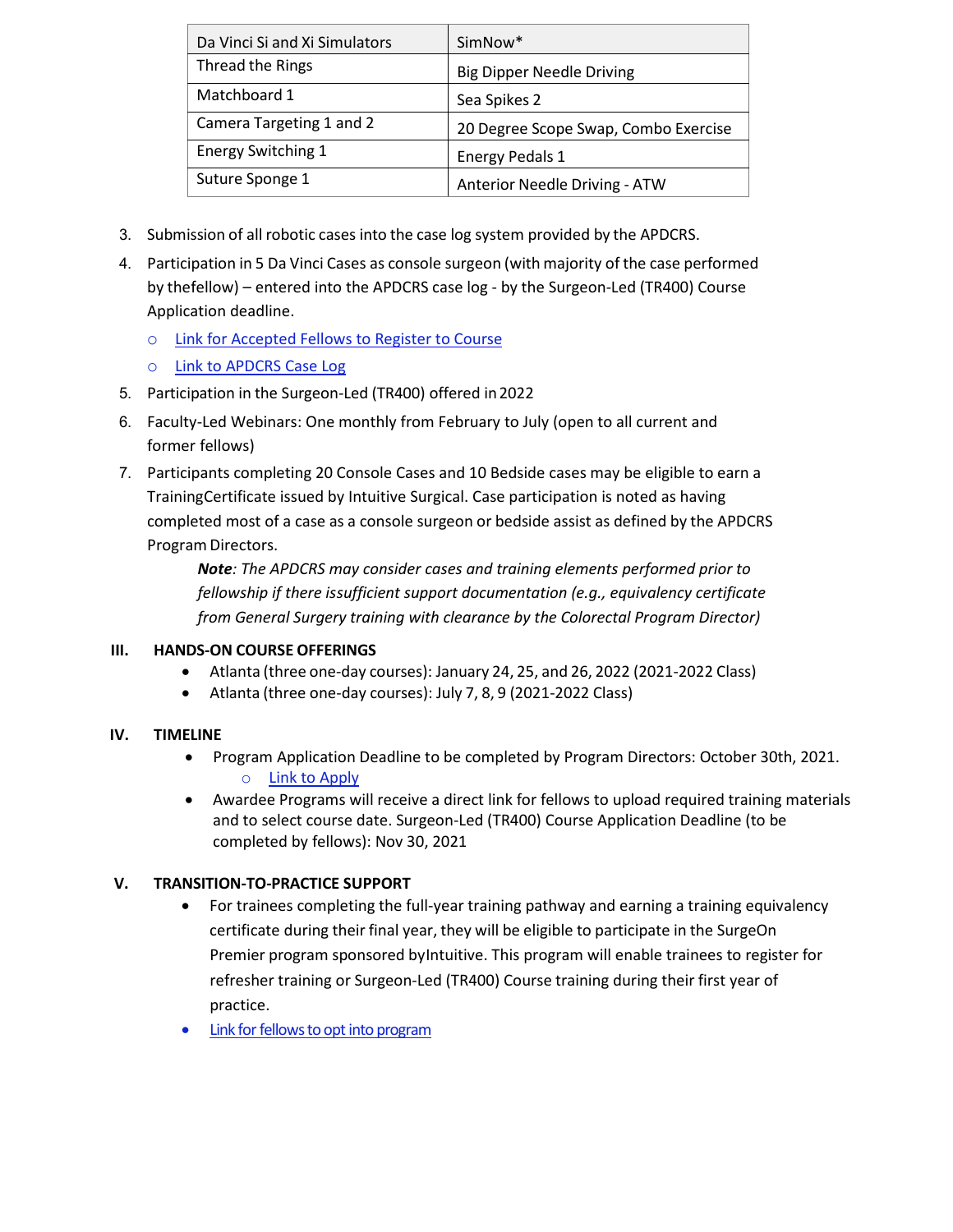| Da Vinci Si and Xi Simulators | SimNow* |
| --- | --- |
| Thread the Rings | Big Dipper Needle Driving |
| Matchboard 1 | Sea Spikes 2 |
| Camera Targeting 1 and 2 | 20 Degree Scope Swap, Combo Exercise |
| Energy Switching 1 | Energy Pedals 1 |
| Suture Sponge 1 | Anterior Needle Driving - ATW |

3. Submission of all robotic cases into the case log system provided by the APDCRS.
4. Participation in 5 Da Vinci Cases as console surgeon (with majority of the case performed by thefellow) – entered into the APDCRS case log - by the Surgeon-Led (TR400) Course Application deadline.
   - Link for Accepted Fellows to Register to Course
   - Link to APDCRS Case Log
5. Participation in the Surgeon-Led (TR400) offered in 2022
6. Faculty-Led Webinars: One monthly from February to July (open to all current and former fellows)
7. Participants completing 20 Console Cases and 10 Bedside cases may be eligible to earn a TrainingCertificate issued by Intuitive Surgical. Case participation is noted as having completed most of a case as a console surgeon or bedside assist as defined by the APDCRS Program Directors.

   ***Note**: The APDCRS may consider cases and training elements performed prior to fellowship if there issufficient support documentation (e.g., equivalency certificate from General Surgery training with clearance by the Colorectal Program Director)*

## III. HANDS-ON COURSE OFFERINGS

- Atlanta (three one-day courses): January 24, 25, and 26, 2022 (2021-2022 Class)
- Atlanta (three one-day courses): July 7, 8, 9 (2021-2022 Class)

## IV. TIMELINE

- Program Application Deadline to be completed by Program Directors: October 30th, 2021.
  - Link to Apply
- Awardee Programs will receive a direct link for fellows to upload required training materials and to select course date. Surgeon-Led (TR400) Course Application Deadline (to be completed by fellows): Nov 30, 2021

## V. TRANSITION-TO-PRACTICE SUPPORT

- For trainees completing the full-year training pathway and earning a training equivalency certificate during their final year, they will be eligible to participate in the SurgeOn Premier program sponsored byIntuitive. This program will enable trainees to register for refresher training or Surgeon-Led (TR400) Course training during their first year of practice.
- Link for fellows to opt into program